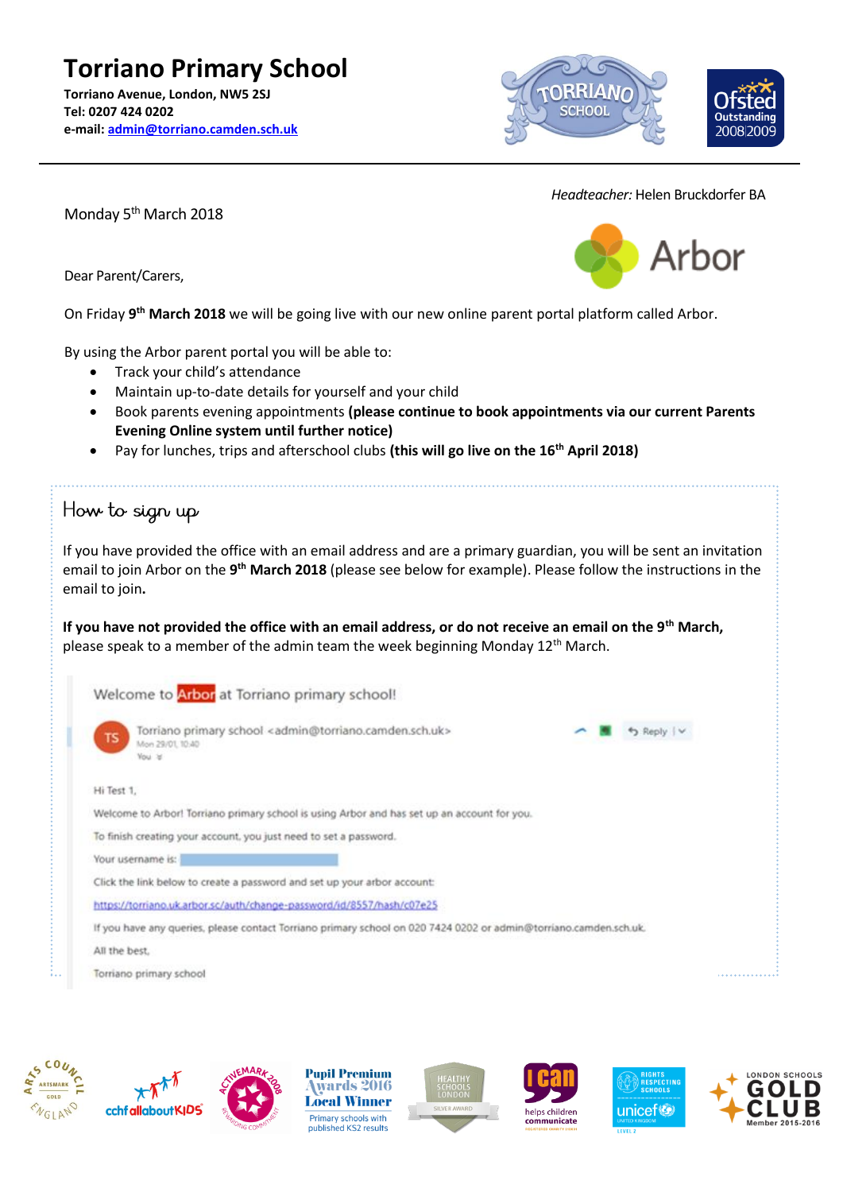# Torriano Primary School

**Torriano Avenue, London, NW5 2SJ**
**Tel: 0207 424 0202**
**e-mail: admin@torriano.camden.sch.uk**

*Headteacher:* Helen Bruckdorfer BA

Monday 5th March 2018

Dear Parent/Carers,

On Friday **9th March 2018** we will be going live with our new online parent portal platform called Arbor.

By using the Arbor parent portal you will be able to:

- Track your child's attendance
- Maintain up-to-date details for yourself and your child
- Book parents evening appointments **(please continue to book appointments via our current Parents Evening Online system until further notice)**
- Pay for lunches, trips and afterschool clubs **(this will go live on the 16th April 2018)**

## How to sign up

If you have provided the office with an email address and are a primary guardian, you will be sent an invitation email to join Arbor on the **9th March 2018** (please see below for example). Please follow the instructions in the email to join**.**

**If you have not provided the office with an email address, or do not receive an email on the 9th March,** please speak to a member of the admin team the week beginning Monday 12th March.

Welcome to Arbor at Torriano primary school!

Torriano primary school <admin@torriano.camden.sch.uk>
Mon 29/01, 10:40
You

Hi Test 1,

Welcome to Arbor! Torriano primary school is using Arbor and has set up an account for you.

To finish creating your account, you just need to set a password.

Your username is:

Click the link below to create a password and set up your arbor account:

https://torriano.uk.arbor.sc/auth/change-password/id/8557/hash/c07e25

If you have any queries, please contact Torriano primary school on 020 7424 0202 or admin@torriano.camden.sch.uk.

All the best,

Torriano primary school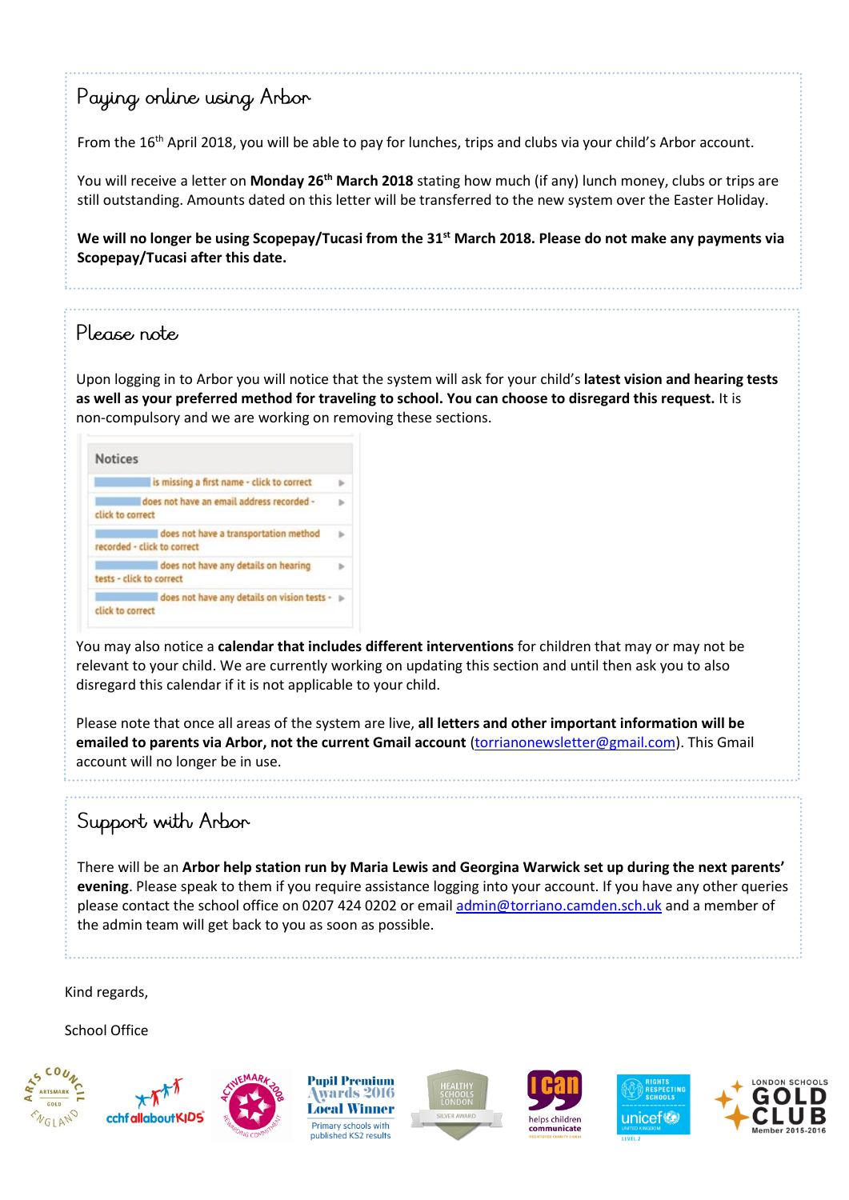## Paying online using Arbor

From the 16th April 2018, you will be able to pay for lunches, trips and clubs via your child's Arbor account.

You will receive a letter on **Monday 26th March 2018** stating how much (if any) lunch money, clubs or trips are still outstanding. Amounts dated on this letter will be transferred to the new system over the Easter Holiday.

**We will no longer be using Scopepay/Tucasi from the 31st March 2018. Please do not make any payments via Scopepay/Tucasi after this date.**

## Please note

Upon logging in to Arbor you will notice that the system will ask for your child's **latest vision and hearing tests as well as your preferred method for traveling to school. You can choose to disregard this request.** It is non-compulsory and we are working on removing these sections.

Notices

- is missing a first name - click to correct
- does not have an email address recorded - click to correct
- does not have a transportation method recorded - click to correct
- does not have any details on hearing tests - click to correct
- does not have any details on vision tests - click to correct

You may also notice a **calendar that includes different interventions** for children that may or may not be relevant to your child. We are currently working on updating this section and until then ask you to also disregard this calendar if it is not applicable to your child.

Please note that once all areas of the system are live, **all letters and other important information will be emailed to parents via Arbor, not the current Gmail account** (torrianonewsletter@gmail.com). This Gmail account will no longer be in use.

## Support with Arbor

There will be an **Arbor help station run by Maria Lewis and Georgina Warwick set up during the next parents' evening**. Please speak to them if you require assistance logging into your account. If you have any other queries please contact the school office on 0207 424 0202 or email admin@torriano.camden.sch.uk and a member of the admin team will get back to you as soon as possible.

Kind regards,

School Office